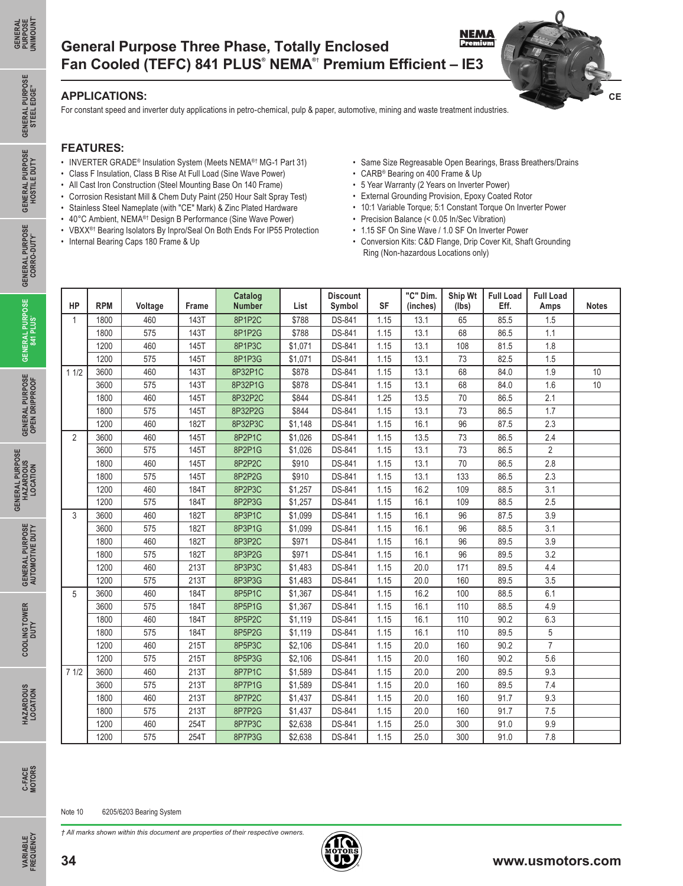# General Purpose Three Phase, Totally Enclosed Fan Cooled (TEFC) 841 PLUS® NEMA®† Premium Efficient – IE3

## APPLICATIONS:

For constant speed and inverter duty applications in petro-chemical, pulp & paper, automotive, mining and waste treatment industries.

## FEATURES:

- INVERTER GRADE® Insulation System (Meets NEMA®† MG-1 Part 31)
- Class F Insulation, Class B Rise At Full Load (Sine Wave Power)
- All Cast Iron Construction (Steel Mounting Base On 140 Frame)
- Corrosion Resistant Mill & Chem Duty Paint (250 Hour Salt Spray Test)
- Stainless Steel Nameplate (with "CE" Mark) & Zinc Plated Hardware
- 40°C Ambient, NEMA®† Design B Performance (Sine Wave Power)
- VBXX®† Bearing Isolators By Inpro/Seal On Both Ends For IP55 Protection
- Internal Bearing Caps 180 Frame & Up
- Same Size Regreasable Open Bearings, Brass Breathers/Drains
- CARB® Bearing on 400 Frame & Up
- 5 Year Warranty (2 Years on Inverter Power)
- External Grounding Provision, Epoxy Coated Rotor
- 10:1 Variable Torque; 5:1 Constant Torque On Inverter Power
- Precision Balance (< 0.05 In/Sec Vibration)
- 1.15 SF On Sine Wave / 1.0 SF On Inverter Power
- Conversion Kits: C&D Flange, Drip Cover Kit, Shaft Grounding Ring (Non-hazardous Locations only)

| HP | RPM | Voltage | Frame | Catalog Number | List | Discount Symbol | SF | "C" Dim. (inches) | Ship Wt (lbs) | Full Load Eff. | Full Load Amps | Notes |
|---|---|---|---|---|---|---|---|---|---|---|---|---|
| 1 | 1800 | 460 | 143T | 8P1P2C | $788 | DS-841 | 1.15 | 13.1 | 65 | 85.5 | 1.5 | |
| | 1800 | 575 | 143T | 8P1P2G | $788 | DS-841 | 1.15 | 13.1 | 68 | 86.5 | 1.1 | |
| | 1200 | 460 | 145T | 8P1P3C | $1,071 | DS-841 | 1.15 | 13.1 | 108 | 81.5 | 1.8 | |
| | 1200 | 575 | 145T | 8P1P3G | $1,071 | DS-841 | 1.15 | 13.1 | 73 | 82.5 | 1.5 | |
| 1 1/2 | 3600 | 460 | 143T | 8P32P1C | $878 | DS-841 | 1.15 | 13.1 | 68 | 84.0 | 1.9 | 10 |
| | 3600 | 575 | 143T | 8P32P1G | $878 | DS-841 | 1.15 | 13.1 | 68 | 84.0 | 1.6 | 10 |
| | 1800 | 460 | 145T | 8P32P2C | $844 | DS-841 | 1.25 | 13.5 | 70 | 86.5 | 2.1 | |
| | 1800 | 575 | 145T | 8P32P2G | $844 | DS-841 | 1.15 | 13.1 | 73 | 86.5 | 1.7 | |
| | 1200 | 460 | 182T | 8P32P3C | $1,148 | DS-841 | 1.15 | 16.1 | 96 | 87.5 | 2.3 | |
| 2 | 3600 | 460 | 145T | 8P2P1C | $1,026 | DS-841 | 1.15 | 13.5 | 73 | 86.5 | 2.4 | |
| | 3600 | 575 | 145T | 8P2P1G | $1,026 | DS-841 | 1.15 | 13.1 | 73 | 86.5 | 2 | |
| | 1800 | 460 | 145T | 8P2P2C | $910 | DS-841 | 1.15 | 13.1 | 70 | 86.5 | 2.8 | |
| | 1800 | 575 | 145T | 8P2P2G | $910 | DS-841 | 1.15 | 13.1 | 133 | 86.5 | 2.3 | |
| | 1200 | 460 | 184T | 8P2P3C | $1,257 | DS-841 | 1.15 | 16.2 | 109 | 88.5 | 3.1 | |
| | 1200 | 575 | 184T | 8P2P3G | $1,257 | DS-841 | 1.15 | 16.1 | 109 | 88.5 | 2.5 | |
| 3 | 3600 | 460 | 182T | 8P3P1C | $1,099 | DS-841 | 1.15 | 16.1 | 96 | 87.5 | 3.9 | |
| | 3600 | 575 | 182T | 8P3P1G | $1,099 | DS-841 | 1.15 | 16.1 | 96 | 88.5 | 3.1 | |
| | 1800 | 460 | 182T | 8P3P2C | $971 | DS-841 | 1.15 | 16.1 | 96 | 89.5 | 3.9 | |
| | 1800 | 575 | 182T | 8P3P2G | $971 | DS-841 | 1.15 | 16.1 | 96 | 89.5 | 3.2 | |
| | 1200 | 460 | 213T | 8P3P3C | $1,483 | DS-841 | 1.15 | 20.0 | 171 | 89.5 | 4.4 | |
| | 1200 | 575 | 213T | 8P3P3G | $1,483 | DS-841 | 1.15 | 20.0 | 160 | 89.5 | 3.5 | |
| 5 | 3600 | 460 | 184T | 8P5P1C | $1,367 | DS-841 | 1.15 | 16.2 | 100 | 88.5 | 6.1 | |
| | 3600 | 575 | 184T | 8P5P1G | $1,367 | DS-841 | 1.15 | 16.1 | 110 | 88.5 | 4.9 | |
| | 1800 | 460 | 184T | 8P5P2C | $1,119 | DS-841 | 1.15 | 16.1 | 110 | 90.2 | 6.3 | |
| | 1800 | 575 | 184T | 8P5P2G | $1,119 | DS-841 | 1.15 | 16.1 | 110 | 89.5 | 5 | |
| | 1200 | 460 | 215T | 8P5P3C | $2,106 | DS-841 | 1.15 | 20.0 | 160 | 90.2 | 7 | |
| | 1200 | 575 | 215T | 8P5P3G | $2,106 | DS-841 | 1.15 | 20.0 | 160 | 90.2 | 5.6 | |
| 7 1/2 | 3600 | 460 | 213T | 8P7P1C | $1,589 | DS-841 | 1.15 | 20.0 | 200 | 89.5 | 9.3 | |
| | 3600 | 575 | 213T | 8P7P1G | $1,589 | DS-841 | 1.15 | 20.0 | 160 | 89.5 | 7.4 | |
| | 1800 | 460 | 213T | 8P7P2C | $1,437 | DS-841 | 1.15 | 20.0 | 160 | 91.7 | 9.3 | |
| | 1800 | 575 | 213T | 8P7P2G | $1,437 | DS-841 | 1.15 | 20.0 | 160 | 91.7 | 7.5 | |
| | 1200 | 460 | 254T | 8P7P3C | $2,638 | DS-841 | 1.15 | 25.0 | 300 | 91.0 | 9.9 | |
| | 1200 | 575 | 254T | 8P7P3G | $2,638 | DS-841 | 1.15 | 25.0 | 300 | 91.0 | 7.8 | |

Note 10 6205/6203 Bearing System

*† All marks shown within this document are properties of their respective owners.*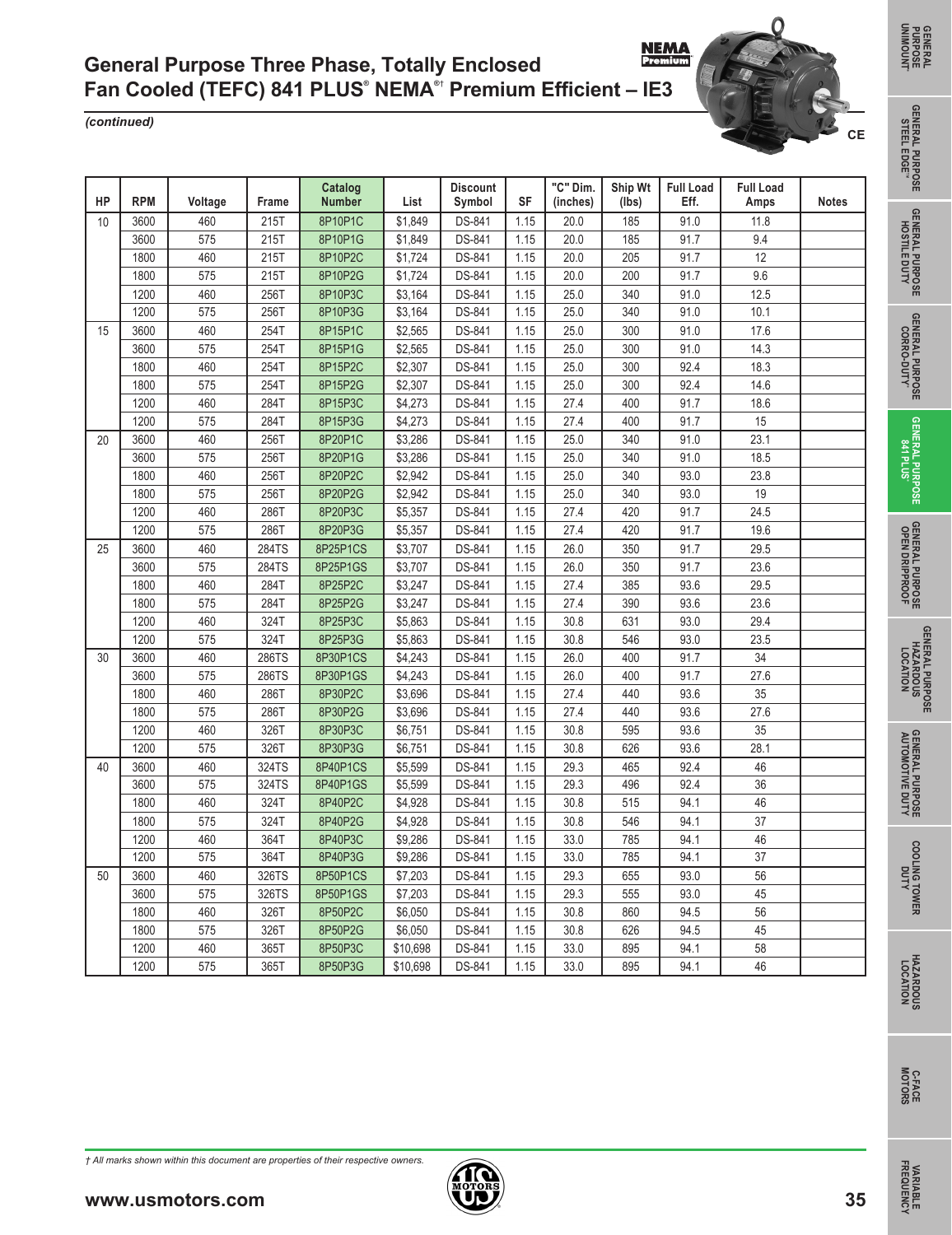# General Purpose Three Phase, Totally Enclosed Fan Cooled (TEFC) 841 PLUS® NEMA®† Premium Efficient – IE3

*(continued)*

| HP | RPM | Voltage | Frame | Catalog Number | List | Discount Symbol | SF | "C" Dim. (inches) | Ship Wt (lbs) | Full Load Eff. | Full Load Amps | Notes |
|---|---|---|---|---|---|---|---|---|---|---|---|---|
| 10 | 3600 | 460 | 215T | 8P10P1C | $1,849 | DS-841 | 1.15 | 20.0 | 185 | 91.0 | 11.8 | |
| | 3600 | 575 | 215T | 8P10P1G | $1,849 | DS-841 | 1.15 | 20.0 | 185 | 91.7 | 9.4 | |
| | 1800 | 460 | 215T | 8P10P2C | $1,724 | DS-841 | 1.15 | 20.0 | 205 | 91.7 | 12 | |
| | 1800 | 575 | 215T | 8P10P2G | $1,724 | DS-841 | 1.15 | 20.0 | 200 | 91.7 | 9.6 | |
| | 1200 | 460 | 256T | 8P10P3C | $3,164 | DS-841 | 1.15 | 25.0 | 340 | 91.0 | 12.5 | |
| | 1200 | 575 | 256T | 8P10P3G | $3,164 | DS-841 | 1.15 | 25.0 | 340 | 91.0 | 10.1 | |
| 15 | 3600 | 460 | 254T | 8P15P1C | $2,565 | DS-841 | 1.15 | 25.0 | 300 | 91.0 | 17.6 | |
| | 3600 | 575 | 254T | 8P15P1G | $2,565 | DS-841 | 1.15 | 25.0 | 300 | 91.0 | 14.3 | |
| | 1800 | 460 | 254T | 8P15P2C | $2,307 | DS-841 | 1.15 | 25.0 | 300 | 92.4 | 18.3 | |
| | 1800 | 575 | 254T | 8P15P2G | $2,307 | DS-841 | 1.15 | 25.0 | 300 | 92.4 | 14.6 | |
| | 1200 | 460 | 284T | 8P15P3C | $4,273 | DS-841 | 1.15 | 27.4 | 400 | 91.7 | 18.6 | |
| | 1200 | 575 | 284T | 8P15P3G | $4,273 | DS-841 | 1.15 | 27.4 | 400 | 91.7 | 15 | |
| 20 | 3600 | 460 | 256T | 8P20P1C | $3,286 | DS-841 | 1.15 | 25.0 | 340 | 91.0 | 23.1 | |
| | 3600 | 575 | 256T | 8P20P1G | $3,286 | DS-841 | 1.15 | 25.0 | 340 | 91.0 | 18.5 | |
| | 1800 | 460 | 256T | 8P20P2C | $2,942 | DS-841 | 1.15 | 25.0 | 340 | 93.0 | 23.8 | |
| | 1800 | 575 | 256T | 8P20P2G | $2,942 | DS-841 | 1.15 | 25.0 | 340 | 93.0 | 19 | |
| | 1200 | 460 | 286T | 8P20P3C | $5,357 | DS-841 | 1.15 | 27.4 | 420 | 91.7 | 24.5 | |
| | 1200 | 575 | 286T | 8P20P3G | $5,357 | DS-841 | 1.15 | 27.4 | 420 | 91.7 | 19.6 | |
| 25 | 3600 | 460 | 284TS | 8P25P1CS | $3,707 | DS-841 | 1.15 | 26.0 | 350 | 91.7 | 29.5 | |
| | 3600 | 575 | 284TS | 8P25P1GS | $3,707 | DS-841 | 1.15 | 26.0 | 350 | 91.7 | 23.6 | |
| | 1800 | 460 | 284T | 8P25P2C | $3,247 | DS-841 | 1.15 | 27.4 | 385 | 93.6 | 29.5 | |
| | 1800 | 575 | 284T | 8P25P2G | $3,247 | DS-841 | 1.15 | 27.4 | 390 | 93.6 | 23.6 | |
| | 1200 | 460 | 324T | 8P25P3C | $5,863 | DS-841 | 1.15 | 30.8 | 631 | 93.0 | 29.4 | |
| | 1200 | 575 | 324T | 8P25P3G | $5,863 | DS-841 | 1.15 | 30.8 | 546 | 93.0 | 23.5 | |
| 30 | 3600 | 460 | 286TS | 8P30P1CS | $4,243 | DS-841 | 1.15 | 26.0 | 400 | 91.7 | 34 | |
| | 3600 | 575 | 286TS | 8P30P1GS | $4,243 | DS-841 | 1.15 | 26.0 | 400 | 91.7 | 27.6 | |
| | 1800 | 460 | 286T | 8P30P2C | $3,696 | DS-841 | 1.15 | 27.4 | 440 | 93.6 | 35 | |
| | 1800 | 575 | 286T | 8P30P2G | $3,696 | DS-841 | 1.15 | 27.4 | 440 | 93.6 | 27.6 | |
| | 1200 | 460 | 326T | 8P30P3C | $6,751 | DS-841 | 1.15 | 30.8 | 595 | 93.6 | 35 | |
| | 1200 | 575 | 326T | 8P30P3G | $6,751 | DS-841 | 1.15 | 30.8 | 626 | 93.6 | 28.1 | |
| 40 | 3600 | 460 | 324TS | 8P40P1CS | $5,599 | DS-841 | 1.15 | 29.3 | 465 | 92.4 | 46 | |
| | 3600 | 575 | 324TS | 8P40P1GS | $5,599 | DS-841 | 1.15 | 29.3 | 496 | 92.4 | 36 | |
| | 1800 | 460 | 324T | 8P40P2C | $4,928 | DS-841 | 1.15 | 30.8 | 515 | 94.1 | 46 | |
| | 1800 | 575 | 324T | 8P40P2G | $4,928 | DS-841 | 1.15 | 30.8 | 546 | 94.1 | 37 | |
| | 1200 | 460 | 364T | 8P40P3C | $9,286 | DS-841 | 1.15 | 33.0 | 785 | 94.1 | 46 | |
| | 1200 | 575 | 364T | 8P40P3G | $9,286 | DS-841 | 1.15 | 33.0 | 785 | 94.1 | 37 | |
| 50 | 3600 | 460 | 326TS | 8P50P1CS | $7,203 | DS-841 | 1.15 | 29.3 | 655 | 93.0 | 56 | |
| | 3600 | 575 | 326TS | 8P50P1GS | $7,203 | DS-841 | 1.15 | 29.3 | 555 | 93.0 | 45 | |
| | 1800 | 460 | 326T | 8P50P2C | $6,050 | DS-841 | 1.15 | 30.8 | 860 | 94.5 | 56 | |
| | 1800 | 575 | 326T | 8P50P2G | $6,050 | DS-841 | 1.15 | 30.8 | 626 | 94.5 | 45 | |
| | 1200 | 460 | 365T | 8P50P3C | $10,698 | DS-841 | 1.15 | 33.0 | 895 | 94.1 | 58 | |
| | 1200 | 575 | 365T | 8P50P3G | $10,698 | DS-841 | 1.15 | 33.0 | 895 | 94.1 | 46 | |

*† All marks shown within this document are properties of their respective owners.*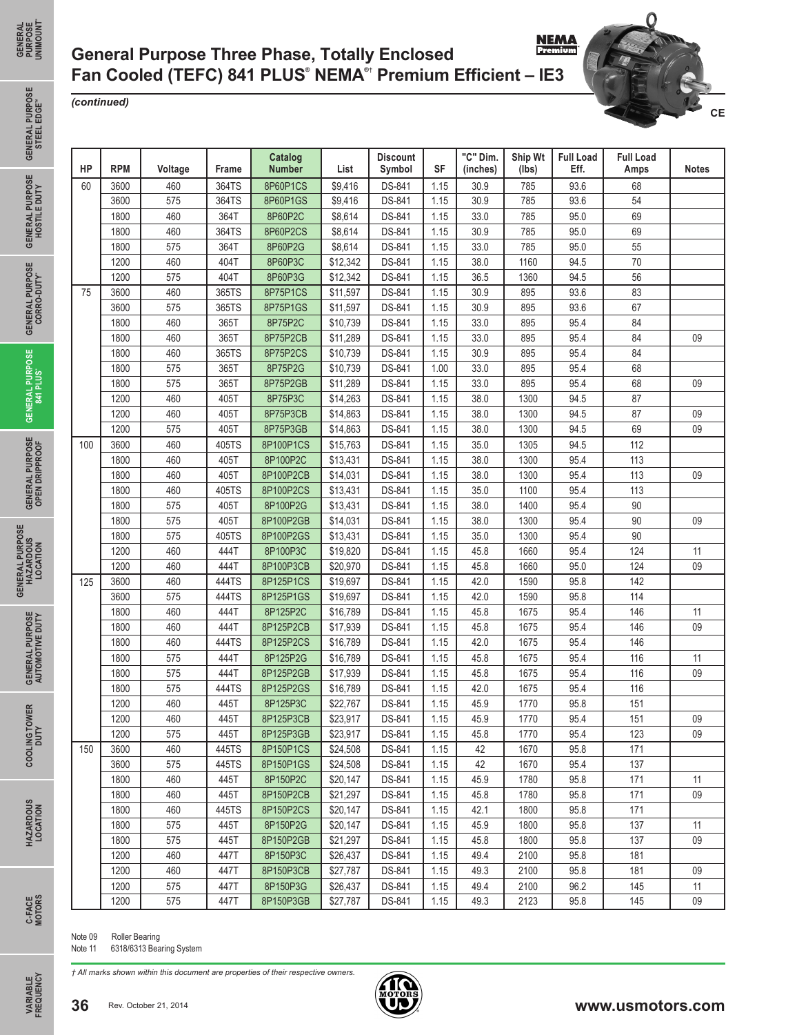# General Purpose Three Phase, Totally Enclosed Fan Cooled (TEFC) 841 PLUS® NEMA®† Premium Efficient – IE3

*(continued)*

| HP | RPM | Voltage | Frame | Catalog Number | List | Discount Symbol | SF | "C" Dim. (inches) | Ship Wt (lbs) | Full Load Eff. | Full Load Amps | Notes |
|---|---|---|---|---|---|---|---|---|---|---|---|---|
| 60 | 3600 | 460 | 364TS | 8P60P1CS | $9,416 | DS-841 | 1.15 | 30.9 | 785 | 93.6 | 68 | |
| | 3600 | 575 | 364TS | 8P60P1GS | $9,416 | DS-841 | 1.15 | 30.9 | 785 | 93.6 | 54 | |
| | 1800 | 460 | 364T | 8P60P2C | $8,614 | DS-841 | 1.15 | 33.0 | 785 | 95.0 | 69 | |
| | 1800 | 460 | 364TS | 8P60P2CS | $8,614 | DS-841 | 1.15 | 30.9 | 785 | 95.0 | 69 | |
| | 1800 | 575 | 364T | 8P60P2G | $8,614 | DS-841 | 1.15 | 33.0 | 785 | 95.0 | 55 | |
| | 1200 | 460 | 404T | 8P60P3C | $12,342 | DS-841 | 1.15 | 38.0 | 1160 | 94.5 | 70 | |
| | 1200 | 575 | 404T | 8P60P3G | $12,342 | DS-841 | 1.15 | 36.5 | 1360 | 94.5 | 56 | |
| 75 | 3600 | 460 | 365TS | 8P75P1CS | $11,597 | DS-841 | 1.15 | 30.9 | 895 | 93.6 | 83 | |
| | 3600 | 575 | 365TS | 8P75P1GS | $11,597 | DS-841 | 1.15 | 30.9 | 895 | 93.6 | 67 | |
| | 1800 | 460 | 365T | 8P75P2C | $10,739 | DS-841 | 1.15 | 33.0 | 895 | 95.4 | 84 | |
| | 1800 | 460 | 365T | 8P75P2CB | $11,289 | DS-841 | 1.15 | 33.0 | 895 | 95.4 | 84 | 09 |
| | 1800 | 460 | 365TS | 8P75P2CS | $10,739 | DS-841 | 1.15 | 30.9 | 895 | 95.4 | 84 | |
| | 1800 | 575 | 365T | 8P75P2G | $10,739 | DS-841 | 1.00 | 33.0 | 895 | 95.4 | 68 | |
| | 1800 | 575 | 365T | 8P75P2GB | $11,289 | DS-841 | 1.15 | 33.0 | 895 | 95.4 | 68 | 09 |
| | 1200 | 460 | 405T | 8P75P3C | $14,263 | DS-841 | 1.15 | 38.0 | 1300 | 94.5 | 87 | |
| | 1200 | 460 | 405T | 8P75P3CB | $14,863 | DS-841 | 1.15 | 38.0 | 1300 | 94.5 | 87 | 09 |
| | 1200 | 575 | 405T | 8P75P3GB | $14,863 | DS-841 | 1.15 | 38.0 | 1300 | 94.5 | 69 | 09 |
| 100 | 3600 | 460 | 405TS | 8P100P1CS | $15,763 | DS-841 | 1.15 | 35.0 | 1305 | 94.5 | 112 | |
| | 1800 | 460 | 405T | 8P100P2C | $13,431 | DS-841 | 1.15 | 38.0 | 1300 | 95.4 | 113 | |
| | 1800 | 460 | 405T | 8P100P2CB | $14,031 | DS-841 | 1.15 | 38.0 | 1300 | 95.4 | 113 | 09 |
| | 1800 | 460 | 405TS | 8P100P2CS | $13,431 | DS-841 | 1.15 | 35.0 | 1100 | 95.4 | 113 | |
| | 1800 | 575 | 405T | 8P100P2G | $13,431 | DS-841 | 1.15 | 38.0 | 1400 | 95.4 | 90 | |
| | 1800 | 575 | 405T | 8P100P2GB | $14,031 | DS-841 | 1.15 | 38.0 | 1300 | 95.4 | 90 | 09 |
| | 1800 | 575 | 405TS | 8P100P2GS | $13,431 | DS-841 | 1.15 | 35.0 | 1300 | 95.4 | 90 | |
| | 1200 | 460 | 444T | 8P100P3C | $19,820 | DS-841 | 1.15 | 45.8 | 1660 | 95.4 | 124 | 11 |
| | 1200 | 460 | 444T | 8P100P3CB | $20,970 | DS-841 | 1.15 | 45.8 | 1660 | 95.0 | 124 | 09 |
| 125 | 3600 | 460 | 444TS | 8P125P1CS | $19,697 | DS-841 | 1.15 | 42.0 | 1590 | 95.8 | 142 | |
| | 3600 | 575 | 444TS | 8P125P1GS | $19,697 | DS-841 | 1.15 | 42.0 | 1590 | 95.8 | 114 | |
| | 1800 | 460 | 444T | 8P125P2C | $16,789 | DS-841 | 1.15 | 45.8 | 1675 | 95.4 | 146 | 11 |
| | 1800 | 460 | 444T | 8P125P2CB | $17,939 | DS-841 | 1.15 | 45.8 | 1675 | 95.4 | 146 | 09 |
| | 1800 | 460 | 444TS | 8P125P2CS | $16,789 | DS-841 | 1.15 | 42.0 | 1675 | 95.4 | 146 | |
| | 1800 | 575 | 444T | 8P125P2G | $16,789 | DS-841 | 1.15 | 45.8 | 1675 | 95.4 | 116 | 11 |
| | 1800 | 575 | 444T | 8P125P2GB | $17,939 | DS-841 | 1.15 | 45.8 | 1675 | 95.4 | 116 | 09 |
| | 1800 | 575 | 444TS | 8P125P2GS | $16,789 | DS-841 | 1.15 | 42.0 | 1675 | 95.4 | 116 | |
| | 1200 | 460 | 445T | 8P125P3C | $22,767 | DS-841 | 1.15 | 45.9 | 1770 | 95.8 | 151 | |
| | 1200 | 460 | 445T | 8P125P3CB | $23,917 | DS-841 | 1.15 | 45.9 | 1770 | 95.4 | 151 | 09 |
| | 1200 | 575 | 445T | 8P125P3GB | $23,917 | DS-841 | 1.15 | 45.8 | 1770 | 95.4 | 123 | 09 |
| 150 | 3600 | 460 | 445TS | 8P150P1CS | $24,508 | DS-841 | 1.15 | 42 | 1670 | 95.8 | 171 | |
| | 3600 | 575 | 445TS | 8P150P1GS | $24,508 | DS-841 | 1.15 | 42 | 1670 | 95.4 | 137 | |
| | 1800 | 460 | 445T | 8P150P2C | $20,147 | DS-841 | 1.15 | 45.9 | 1780 | 95.8 | 171 | 11 |
| | 1800 | 460 | 445T | 8P150P2CB | $21,297 | DS-841 | 1.15 | 45.8 | 1780 | 95.8 | 171 | 09 |
| | 1800 | 460 | 445TS | 8P150P2CS | $20,147 | DS-841 | 1.15 | 42.1 | 1800 | 95.8 | 171 | |
| | 1800 | 575 | 445T | 8P150P2G | $20,147 | DS-841 | 1.15 | 45.9 | 1800 | 95.8 | 137 | 11 |
| | 1800 | 575 | 445T | 8P150P2GB | $21,297 | DS-841 | 1.15 | 45.8 | 1800 | 95.8 | 137 | 09 |
| | 1200 | 460 | 447T | 8P150P3C | $26,437 | DS-841 | 1.15 | 49.4 | 2100 | 95.8 | 181 | |
| | 1200 | 460 | 447T | 8P150P3CB | $27,787 | DS-841 | 1.15 | 49.3 | 2100 | 95.8 | 181 | 09 |
| | 1200 | 575 | 447T | 8P150P3G | $26,437 | DS-841 | 1.15 | 49.4 | 2100 | 96.2 | 145 | 11 |
| | 1200 | 575 | 447T | 8P150P3GB | $27,787 | DS-841 | 1.15 | 49.3 | 2123 | 95.8 | 145 | 09 |

Note 09 Roller Bearing
Note 11 6318/6313 Bearing System

*† All marks shown within this document are properties of their respective owners.*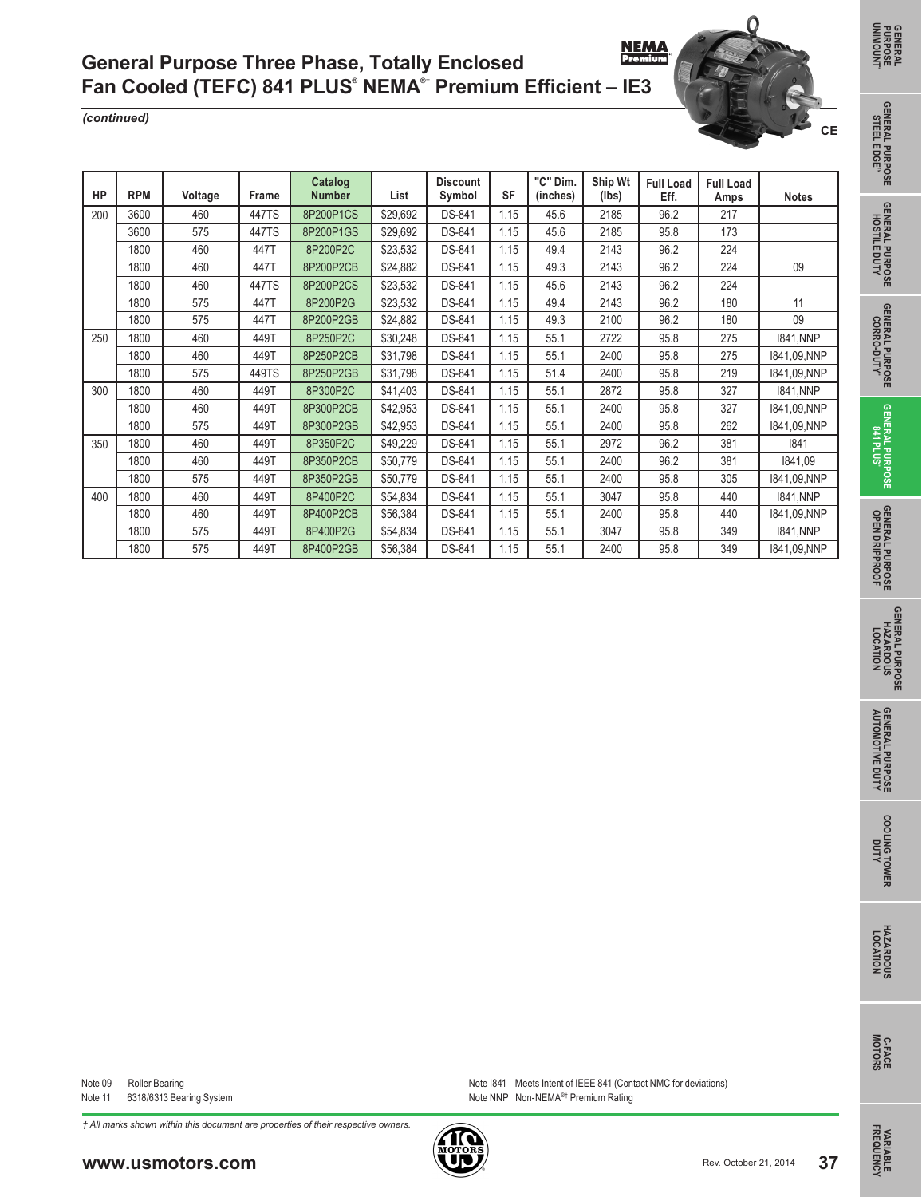# General Purpose Three Phase, Totally Enclosed Fan Cooled (TEFC) 841 PLUS® NEMA®† Premium Efficient – IE3

*(continued)*

| HP | RPM | Voltage | Frame | Catalog Number | List | Discount Symbol | SF | "C" Dim. (inches) | Ship Wt (lbs) | Full Load Eff. | Full Load Amps | Notes |
|---|---|---|---|---|---|---|---|---|---|---|---|---|
| 200 | 3600 | 460 | 447TS | 8P200P1CS | $29,692 | DS-841 | 1.15 | 45.6 | 2185 | 96.2 | 217 | |
| | 3600 | 575 | 447TS | 8P200P1GS | $29,692 | DS-841 | 1.15 | 45.6 | 2185 | 95.8 | 173 | |
| | 1800 | 460 | 447T | 8P200P2C | $23,532 | DS-841 | 1.15 | 49.4 | 2143 | 96.2 | 224 | |
| | 1800 | 460 | 447T | 8P200P2CB | $24,882 | DS-841 | 1.15 | 49.3 | 2143 | 96.2 | 224 | 09 |
| | 1800 | 460 | 447TS | 8P200P2CS | $23,532 | DS-841 | 1.15 | 45.6 | 2143 | 96.2 | 224 | |
| | 1800 | 575 | 447T | 8P200P2G | $23,532 | DS-841 | 1.15 | 49.4 | 2143 | 96.2 | 180 | 11 |
| | 1800 | 575 | 447T | 8P200P2GB | $24,882 | DS-841 | 1.15 | 49.3 | 2100 | 96.2 | 180 | 09 |
| 250 | 1800 | 460 | 449T | 8P250P2C | $30,248 | DS-841 | 1.15 | 55.1 | 2722 | 95.8 | 275 | I841,NNP |
| | 1800 | 460 | 449T | 8P250P2CB | $31,798 | DS-841 | 1.15 | 55.1 | 2400 | 95.8 | 275 | I841,09,NNP |
| | 1800 | 575 | 449TS | 8P250P2GB | $31,798 | DS-841 | 1.15 | 51.4 | 2400 | 95.8 | 219 | I841,09,NNP |
| 300 | 1800 | 460 | 449T | 8P300P2C | $41,403 | DS-841 | 1.15 | 55.1 | 2872 | 95.8 | 327 | I841,NNP |
| | 1800 | 460 | 449T | 8P300P2CB | $42,953 | DS-841 | 1.15 | 55.1 | 2400 | 95.8 | 327 | I841,09,NNP |
| | 1800 | 575 | 449T | 8P300P2GB | $42,953 | DS-841 | 1.15 | 55.1 | 2400 | 95.8 | 262 | I841,09,NNP |
| 350 | 1800 | 460 | 449T | 8P350P2C | $49,229 | DS-841 | 1.15 | 55.1 | 2972 | 96.2 | 381 | I841 |
| | 1800 | 460 | 449T | 8P350P2CB | $50,779 | DS-841 | 1.15 | 55.1 | 2400 | 96.2 | 381 | I841,09 |
| | 1800 | 575 | 449T | 8P350P2GB | $50,779 | DS-841 | 1.15 | 55.1 | 2400 | 95.8 | 305 | I841,09,NNP |
| 400 | 1800 | 460 | 449T | 8P400P2C | $54,834 | DS-841 | 1.15 | 55.1 | 3047 | 95.8 | 440 | I841,NNP |
| | 1800 | 460 | 449T | 8P400P2CB | $56,384 | DS-841 | 1.15 | 55.1 | 2400 | 95.8 | 440 | I841,09,NNP |
| | 1800 | 575 | 449T | 8P400P2G | $54,834 | DS-841 | 1.15 | 55.1 | 3047 | 95.8 | 349 | I841,NNP |
| | 1800 | 575 | 449T | 8P400P2GB | $56,384 | DS-841 | 1.15 | 55.1 | 2400 | 95.8 | 349 | I841,09,NNP |

Note 09 Roller Bearing
Note 11 6318/6313 Bearing System

Note I841 Meets Intent of IEEE 841 (Contact NMC for deviations)
Note NNP Non-NEMA®† Premium Rating

*† All marks shown within this document are properties of their respective owners.*